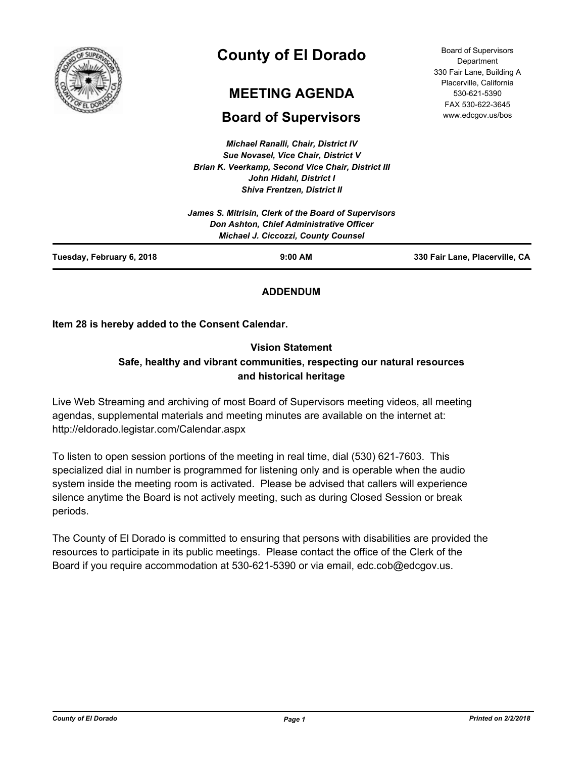# County of El Dorado

## MEETING AGENDA

## Board of Supervisors

Board of Supervisors Department
330 Fair Lane, Building A
Placerville, California
530-621-5390
FAX 530-622-3645
www.edcgov.us/bos

*Michael Ranalli, Chair, District IV*
*Sue Novasel, Vice Chair, District V*
*Brian K. Veerkamp, Second Vice Chair, District III*
*John Hidahl, District I*
*Shiva Frentzen, District II*

*James S. Mitrisin, Clerk of the Board of Supervisors*
*Don Ashton, Chief Administrative Officer*
*Michael J. Ciccozzi, County Counsel*

**Tuesday, February 6, 2018** | **9:00 AM** | **330 Fair Lane, Placerville, CA**

**ADDENDUM**

**Item 28 is hereby added to the Consent Calendar.**

**Vision Statement**
**Safe, healthy and vibrant communities, respecting our natural resources and historical heritage**

Live Web Streaming and archiving of most Board of Supervisors meeting videos, all meeting agendas, supplemental materials and meeting minutes are available on the internet at: http://eldorado.legistar.com/Calendar.aspx

To listen to open session portions of the meeting in real time, dial (530) 621-7603. This specialized dial in number is programmed for listening only and is operable when the audio system inside the meeting room is activated. Please be advised that callers will experience silence anytime the Board is not actively meeting, such as during Closed Session or break periods.

The County of El Dorado is committed to ensuring that persons with disabilities are provided the resources to participate in its public meetings. Please contact the office of the Clerk of the Board if you require accommodation at 530-621-5390 or via email, edc.cob@edcgov.us.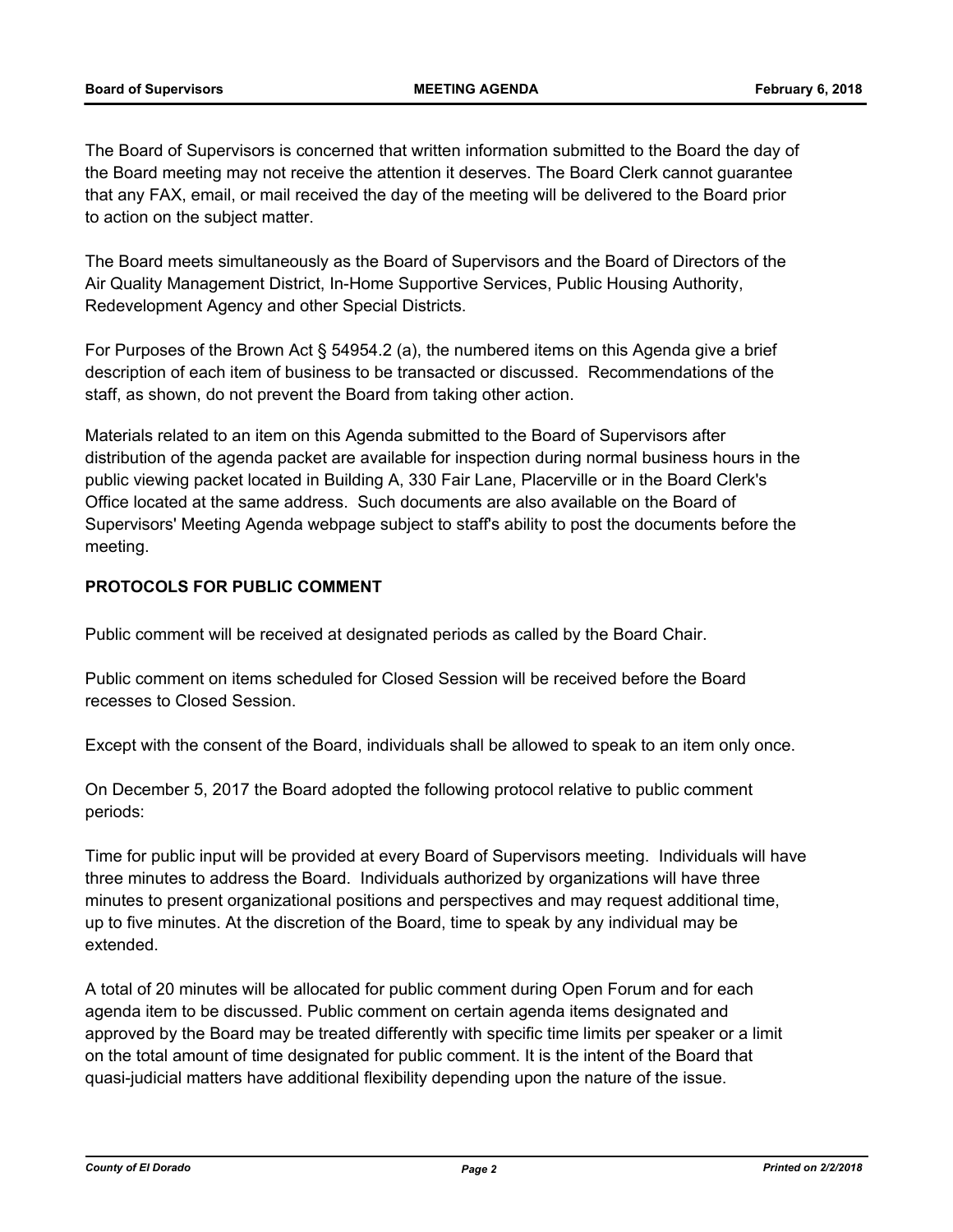The Board of Supervisors is concerned that written information submitted to the Board the day of the Board meeting may not receive the attention it deserves. The Board Clerk cannot guarantee that any FAX, email, or mail received the day of the meeting will be delivered to the Board prior to action on the subject matter.

The Board meets simultaneously as the Board of Supervisors and the Board of Directors of the Air Quality Management District, In-Home Supportive Services, Public Housing Authority, Redevelopment Agency and other Special Districts.

For Purposes of the Brown Act § 54954.2 (a), the numbered items on this Agenda give a brief description of each item of business to be transacted or discussed. Recommendations of the staff, as shown, do not prevent the Board from taking other action.

Materials related to an item on this Agenda submitted to the Board of Supervisors after distribution of the agenda packet are available for inspection during normal business hours in the public viewing packet located in Building A, 330 Fair Lane, Placerville or in the Board Clerk's Office located at the same address. Such documents are also available on the Board of Supervisors' Meeting Agenda webpage subject to staff's ability to post the documents before the meeting.

**PROTOCOLS FOR PUBLIC COMMENT**

Public comment will be received at designated periods as called by the Board Chair.

Public comment on items scheduled for Closed Session will be received before the Board recesses to Closed Session.

Except with the consent of the Board, individuals shall be allowed to speak to an item only once.

On December 5, 2017 the Board adopted the following protocol relative to public comment periods:

Time for public input will be provided at every Board of Supervisors meeting. Individuals will have three minutes to address the Board. Individuals authorized by organizations will have three minutes to present organizational positions and perspectives and may request additional time, up to five minutes. At the discretion of the Board, time to speak by any individual may be extended.

A total of 20 minutes will be allocated for public comment during Open Forum and for each agenda item to be discussed. Public comment on certain agenda items designated and approved by the Board may be treated differently with specific time limits per speaker or a limit on the total amount of time designated for public comment. It is the intent of the Board that quasi-judicial matters have additional flexibility depending upon the nature of the issue.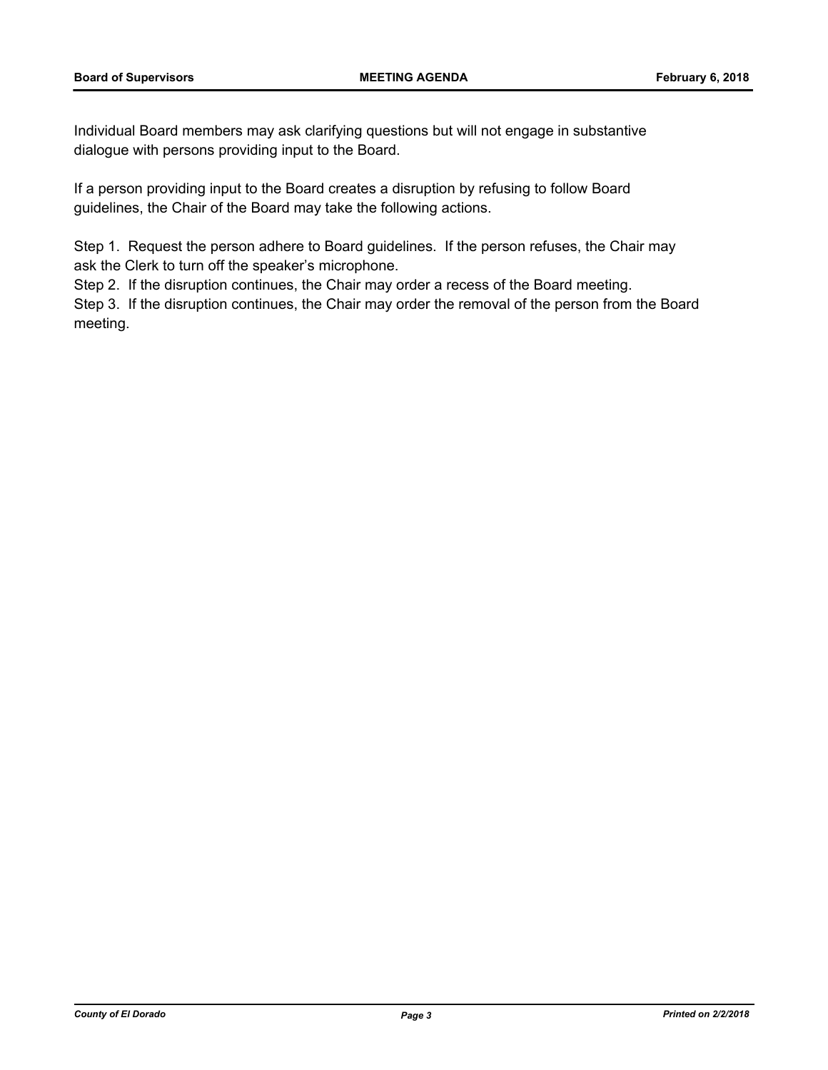Individual Board members may ask clarifying questions but will not engage in substantive dialogue with persons providing input to the Board.

If a person providing input to the Board creates a disruption by refusing to follow Board guidelines, the Chair of the Board may take the following actions.

Step 1. Request the person adhere to Board guidelines. If the person refuses, the Chair may ask the Clerk to turn off the speaker's microphone.
Step 2. If the disruption continues, the Chair may order a recess of the Board meeting.
Step 3. If the disruption continues, the Chair may order the removal of the person from the Board meeting.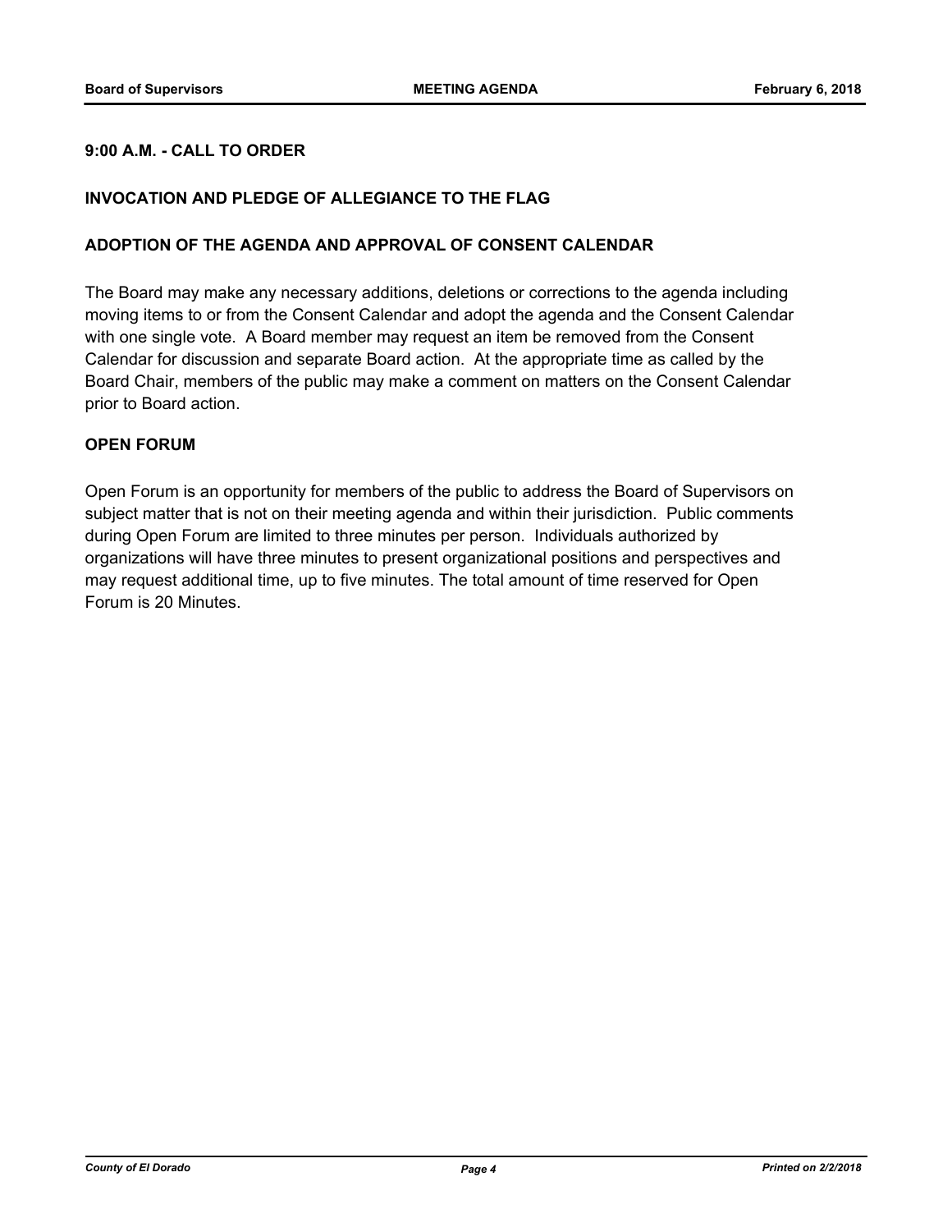**9:00 A.M. - CALL TO ORDER**

**INVOCATION AND PLEDGE OF ALLEGIANCE TO THE FLAG**

**ADOPTION OF THE AGENDA AND APPROVAL OF CONSENT CALENDAR**

The Board may make any necessary additions, deletions or corrections to the agenda including moving items to or from the Consent Calendar and adopt the agenda and the Consent Calendar with one single vote. A Board member may request an item be removed from the Consent Calendar for discussion and separate Board action. At the appropriate time as called by the Board Chair, members of the public may make a comment on matters on the Consent Calendar prior to Board action.

**OPEN FORUM**

Open Forum is an opportunity for members of the public to address the Board of Supervisors on subject matter that is not on their meeting agenda and within their jurisdiction. Public comments during Open Forum are limited to three minutes per person. Individuals authorized by organizations will have three minutes to present organizational positions and perspectives and may request additional time, up to five minutes. The total amount of time reserved for Open Forum is 20 Minutes.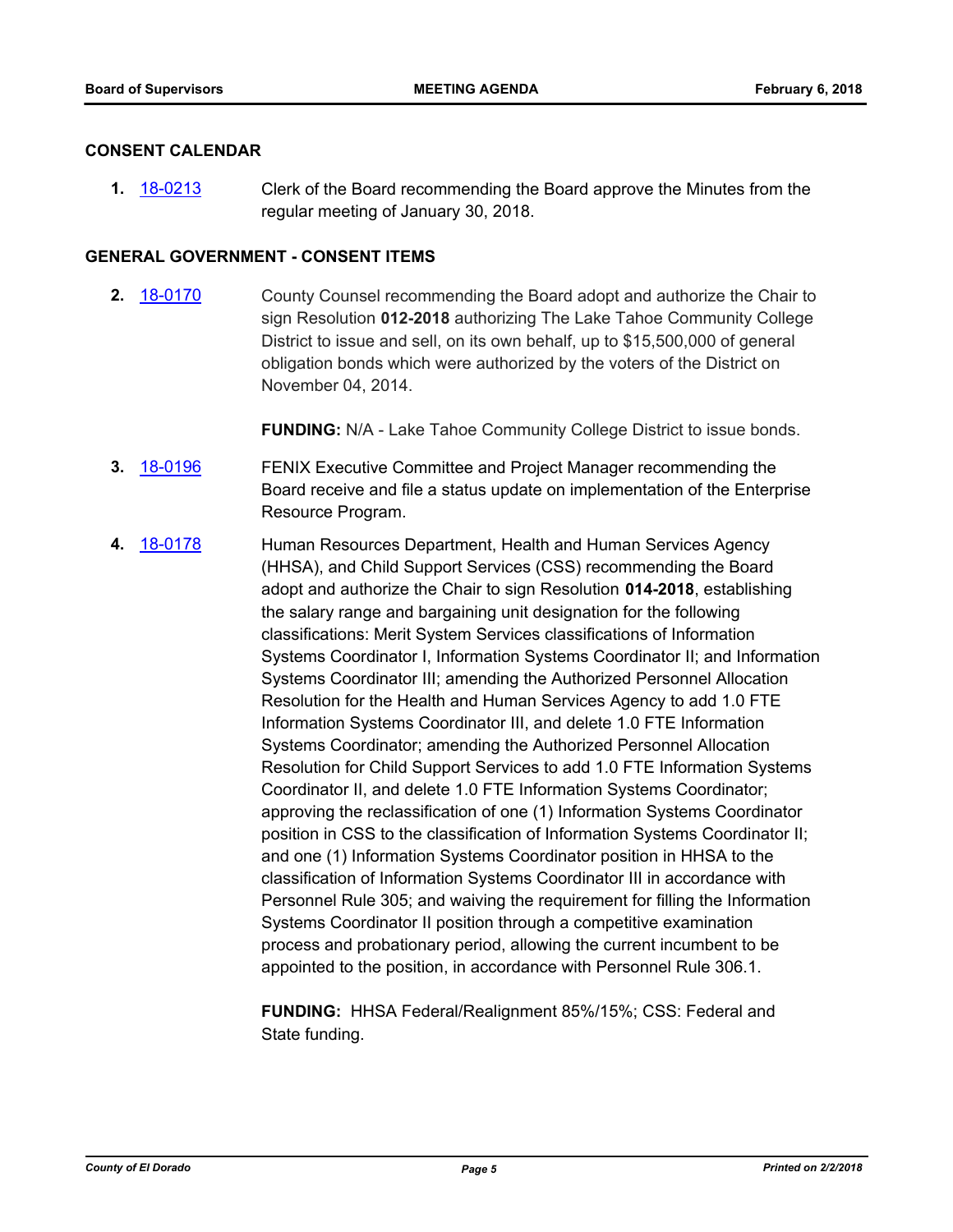## CONSENT CALENDAR

**1.** 18-0213 Clerk of the Board recommending the Board approve the Minutes from the regular meeting of January 30, 2018.

## GENERAL GOVERNMENT - CONSENT ITEMS

**2.** 18-0170 County Counsel recommending the Board adopt and authorize the Chair to sign Resolution **012-2018** authorizing The Lake Tahoe Community College District to issue and sell, on its own behalf, up to $15,500,000 of general obligation bonds which were authorized by the voters of the District on November 04, 2014.

**FUNDING:** N/A - Lake Tahoe Community College District to issue bonds.

**3.** 18-0196 FENIX Executive Committee and Project Manager recommending the Board receive and file a status update on implementation of the Enterprise Resource Program.

**4.** 18-0178 Human Resources Department, Health and Human Services Agency (HHSA), and Child Support Services (CSS) recommending the Board adopt and authorize the Chair to sign Resolution **014-2018**, establishing the salary range and bargaining unit designation for the following classifications: Merit System Services classifications of Information Systems Coordinator I, Information Systems Coordinator II; and Information Systems Coordinator III; amending the Authorized Personnel Allocation Resolution for the Health and Human Services Agency to add 1.0 FTE Information Systems Coordinator III, and delete 1.0 FTE Information Systems Coordinator; amending the Authorized Personnel Allocation Resolution for Child Support Services to add 1.0 FTE Information Systems Coordinator II, and delete 1.0 FTE Information Systems Coordinator; approving the reclassification of one (1) Information Systems Coordinator position in CSS to the classification of Information Systems Coordinator II; and one (1) Information Systems Coordinator position in HHSA to the classification of Information Systems Coordinator III in accordance with Personnel Rule 305; and waiving the requirement for filling the Information Systems Coordinator II position through a competitive examination process and probationary period, allowing the current incumbent to be appointed to the position, in accordance with Personnel Rule 306.1.

**FUNDING:** HHSA Federal/Realignment 85%/15%; CSS: Federal and State funding.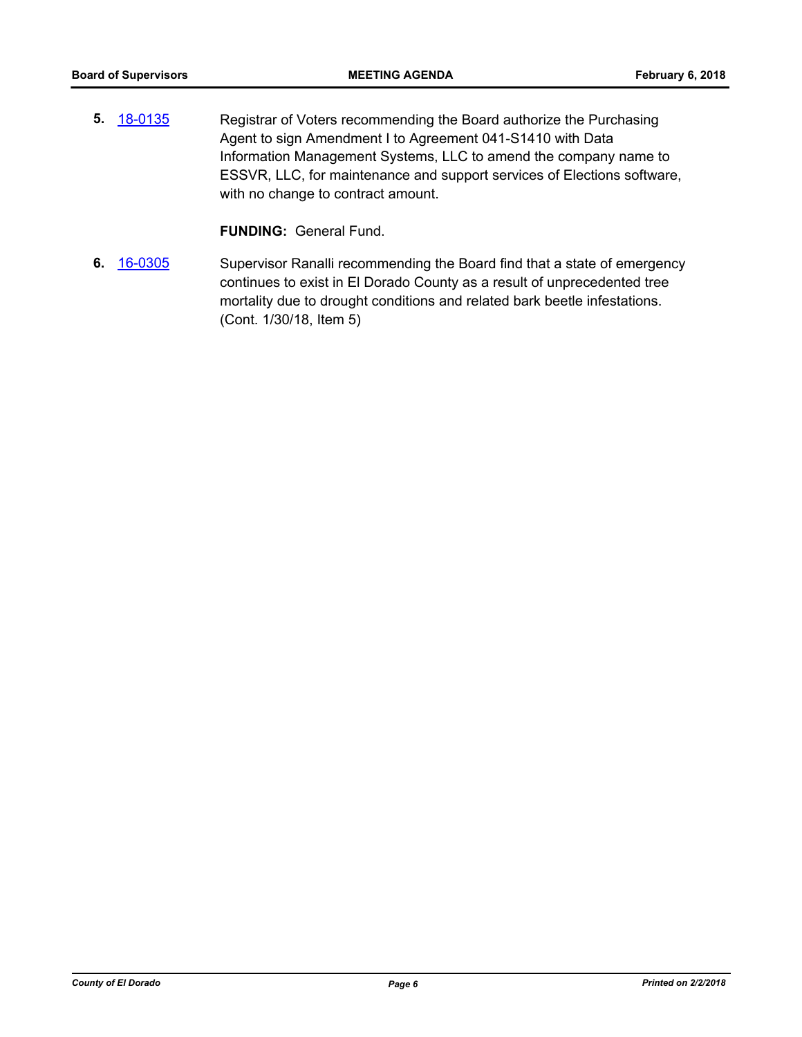**5.** 18-0135 Registrar of Voters recommending the Board authorize the Purchasing Agent to sign Amendment I to Agreement 041-S1410 with Data Information Management Systems, LLC to amend the company name to ESSVR, LLC, for maintenance and support services of Elections software, with no change to contract amount.

**FUNDING:** General Fund.

**6.** 16-0305 Supervisor Ranalli recommending the Board find that a state of emergency continues to exist in El Dorado County as a result of unprecedented tree mortality due to drought conditions and related bark beetle infestations. (Cont. 1/30/18, Item 5)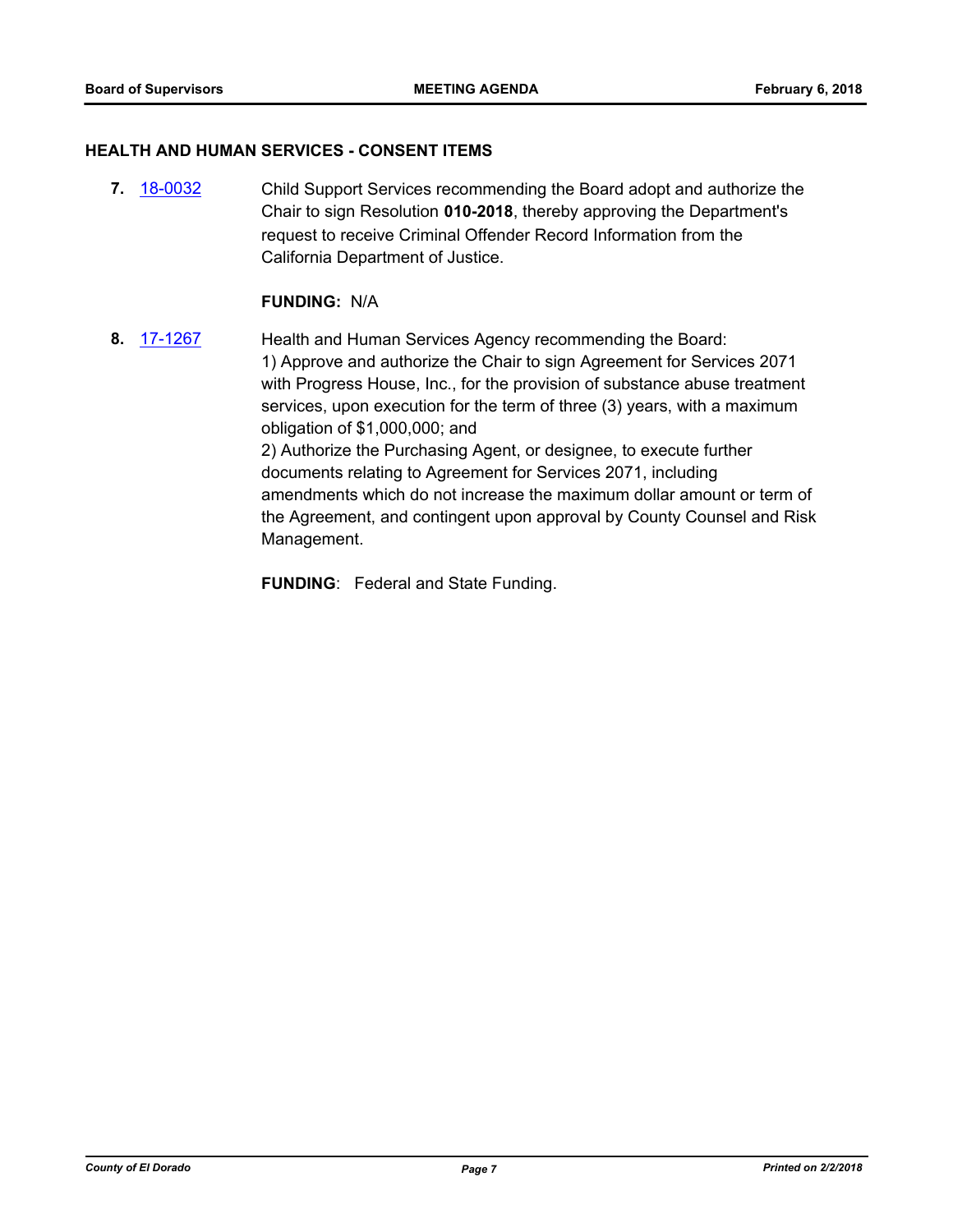### HEALTH AND HUMAN SERVICES - CONSENT ITEMS

**7.** [18-0032] Child Support Services recommending the Board adopt and authorize the Chair to sign Resolution **010-2018**, thereby approving the Department's request to receive Criminal Offender Record Information from the California Department of Justice.

**FUNDING:** N/A

**8.** [17-1267] Health and Human Services Agency recommending the Board:
1) Approve and authorize the Chair to sign Agreement for Services 2071 with Progress House, Inc., for the provision of substance abuse treatment services, upon execution for the term of three (3) years, with a maximum obligation of $1,000,000; and
2) Authorize the Purchasing Agent, or designee, to execute further documents relating to Agreement for Services 2071, including amendments which do not increase the maximum dollar amount or term of the Agreement, and contingent upon approval by County Counsel and Risk Management.

**FUNDING**: Federal and State Funding.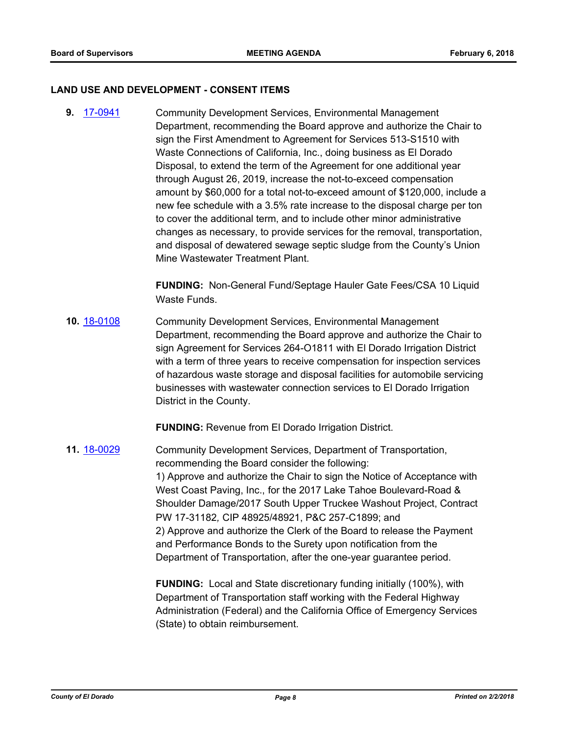## LAND USE AND DEVELOPMENT - CONSENT ITEMS

**9.** [17-0941](17-0941) Community Development Services, Environmental Management Department, recommending the Board approve and authorize the Chair to sign the First Amendment to Agreement for Services 513-S1510 with Waste Connections of California, Inc., doing business as El Dorado Disposal, to extend the term of the Agreement for one additional year through August 26, 2019, increase the not-to-exceed compensation amount by $60,000 for a total not-to-exceed amount of $120,000, include a new fee schedule with a 3.5% rate increase to the disposal charge per ton to cover the additional term, and to include other minor administrative changes as necessary, to provide services for the removal, transportation, and disposal of dewatered sewage septic sludge from the County's Union Mine Wastewater Treatment Plant.

**FUNDING:** Non-General Fund/Septage Hauler Gate Fees/CSA 10 Liquid Waste Funds.

**10.** [18-0108](18-0108) Community Development Services, Environmental Management Department, recommending the Board approve and authorize the Chair to sign Agreement for Services 264-O1811 with El Dorado Irrigation District with a term of three years to receive compensation for inspection services of hazardous waste storage and disposal facilities for automobile servicing businesses with wastewater connection services to El Dorado Irrigation District in the County.

**FUNDING:** Revenue from El Dorado Irrigation District.

**11.** [18-0029](18-0029) Community Development Services, Department of Transportation, recommending the Board consider the following:
1) Approve and authorize the Chair to sign the Notice of Acceptance with West Coast Paving, Inc., for the 2017 Lake Tahoe Boulevard-Road & Shoulder Damage/2017 South Upper Truckee Washout Project, Contract PW 17-31182, CIP 48925/48921, P&C 257-C1899; and
2) Approve and authorize the Clerk of the Board to release the Payment and Performance Bonds to the Surety upon notification from the Department of Transportation, after the one-year guarantee period.

**FUNDING:** Local and State discretionary funding initially (100%), with Department of Transportation staff working with the Federal Highway Administration (Federal) and the California Office of Emergency Services (State) to obtain reimbursement.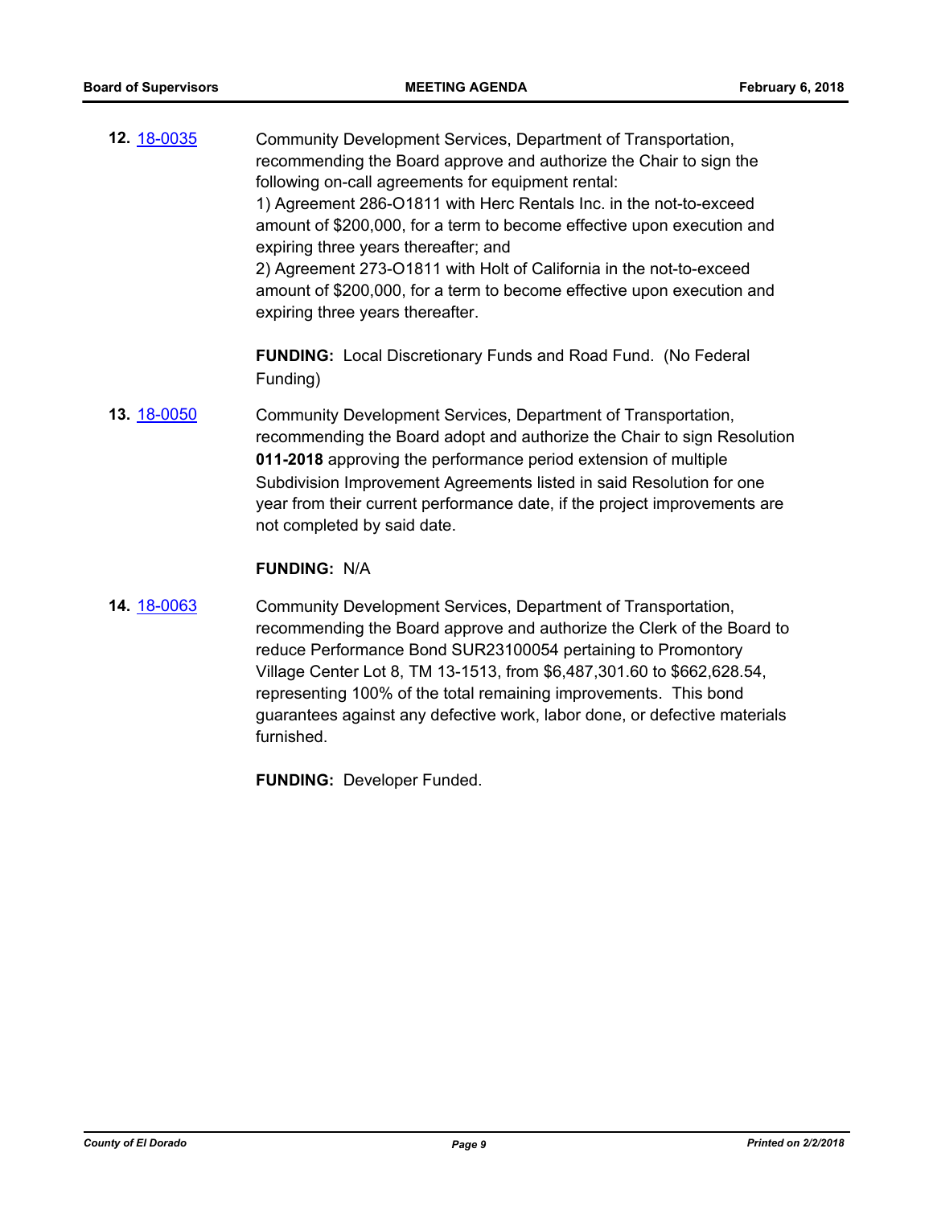**12.** [18-0035]

Community Development Services, Department of Transportation, recommending the Board approve and authorize the Chair to sign the following on-call agreements for equipment rental:

1) Agreement 286-O1811 with Herc Rentals Inc. in the not-to-exceed amount of $200,000, for a term to become effective upon execution and expiring three years thereafter; and

2) Agreement 273-O1811 with Holt of California in the not-to-exceed amount of $200,000, for a term to become effective upon execution and expiring three years thereafter.

**FUNDING:** Local Discretionary Funds and Road Fund. (No Federal Funding)

**13.** [18-0050]

Community Development Services, Department of Transportation, recommending the Board adopt and authorize the Chair to sign Resolution **011-2018** approving the performance period extension of multiple Subdivision Improvement Agreements listed in said Resolution for one year from their current performance date, if the project improvements are not completed by said date.

**FUNDING:** N/A

**14.** [18-0063]

Community Development Services, Department of Transportation, recommending the Board approve and authorize the Clerk of the Board to reduce Performance Bond SUR23100054 pertaining to Promontory Village Center Lot 8, TM 13-1513, from $6,487,301.60 to $662,628.54, representing 100% of the total remaining improvements. This bond guarantees against any defective work, labor done, or defective materials furnished.

**FUNDING:** Developer Funded.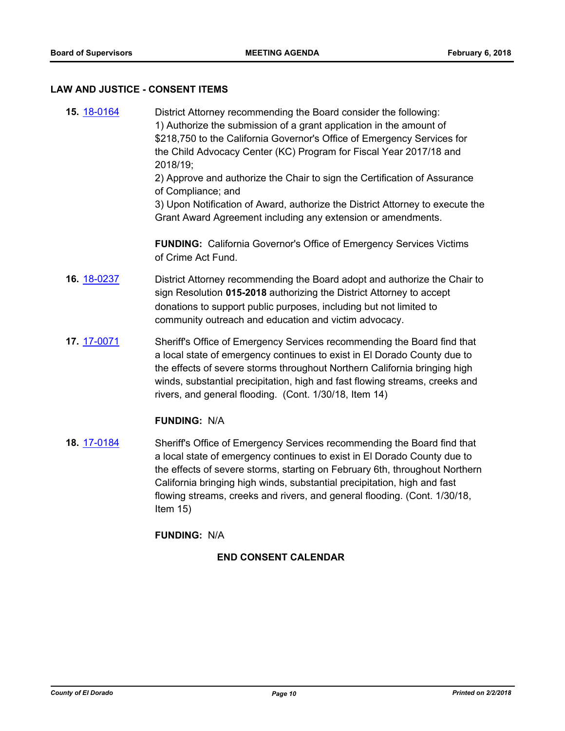## LAW AND JUSTICE - CONSENT ITEMS

**15.** 18-0164 District Attorney recommending the Board consider the following:
1) Authorize the submission of a grant application in the amount of $218,750 to the California Governor's Office of Emergency Services for the Child Advocacy Center (KC) Program for Fiscal Year 2017/18 and 2018/19;
2) Approve and authorize the Chair to sign the Certification of Assurance of Compliance; and
3) Upon Notification of Award, authorize the District Attorney to execute the Grant Award Agreement including any extension or amendments.

**FUNDING:** California Governor's Office of Emergency Services Victims of Crime Act Fund.

**16.** 18-0237 District Attorney recommending the Board adopt and authorize the Chair to sign Resolution **015-2018** authorizing the District Attorney to accept donations to support public purposes, including but not limited to community outreach and education and victim advocacy.

**17.** 17-0071 Sheriff's Office of Emergency Services recommending the Board find that a local state of emergency continues to exist in El Dorado County due to the effects of severe storms throughout Northern California bringing high winds, substantial precipitation, high and fast flowing streams, creeks and rivers, and general flooding. (Cont. 1/30/18, Item 14)

**FUNDING:** N/A

**18.** 17-0184 Sheriff's Office of Emergency Services recommending the Board find that a local state of emergency continues to exist in El Dorado County due to the effects of severe storms, starting on February 6th, throughout Northern California bringing high winds, substantial precipitation, high and fast flowing streams, creeks and rivers, and general flooding. (Cont. 1/30/18, Item 15)

**FUNDING:** N/A

**END CONSENT CALENDAR**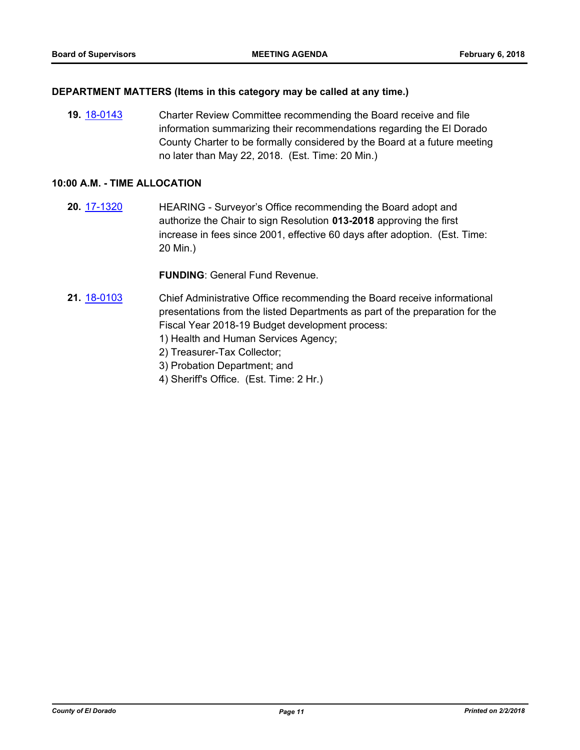## DEPARTMENT MATTERS (Items in this category may be called at any time.)

**19.** [18-0143](18-0143) Charter Review Committee recommending the Board receive and file information summarizing their recommendations regarding the El Dorado County Charter to be formally considered by the Board at a future meeting no later than May 22, 2018. (Est. Time: 20 Min.)

## 10:00 A.M. - TIME ALLOCATION

**20.** [17-1320](17-1320) HEARING - Surveyor's Office recommending the Board adopt and authorize the Chair to sign Resolution **013-2018** approving the first increase in fees since 2001, effective 60 days after adoption. (Est. Time: 20 Min.)

**FUNDING**: General Fund Revenue.

**21.** [18-0103](18-0103) Chief Administrative Office recommending the Board receive informational presentations from the listed Departments as part of the preparation for the Fiscal Year 2018-19 Budget development process:
1) Health and Human Services Agency;
2) Treasurer-Tax Collector;
3) Probation Department; and
4) Sheriff's Office. (Est. Time: 2 Hr.)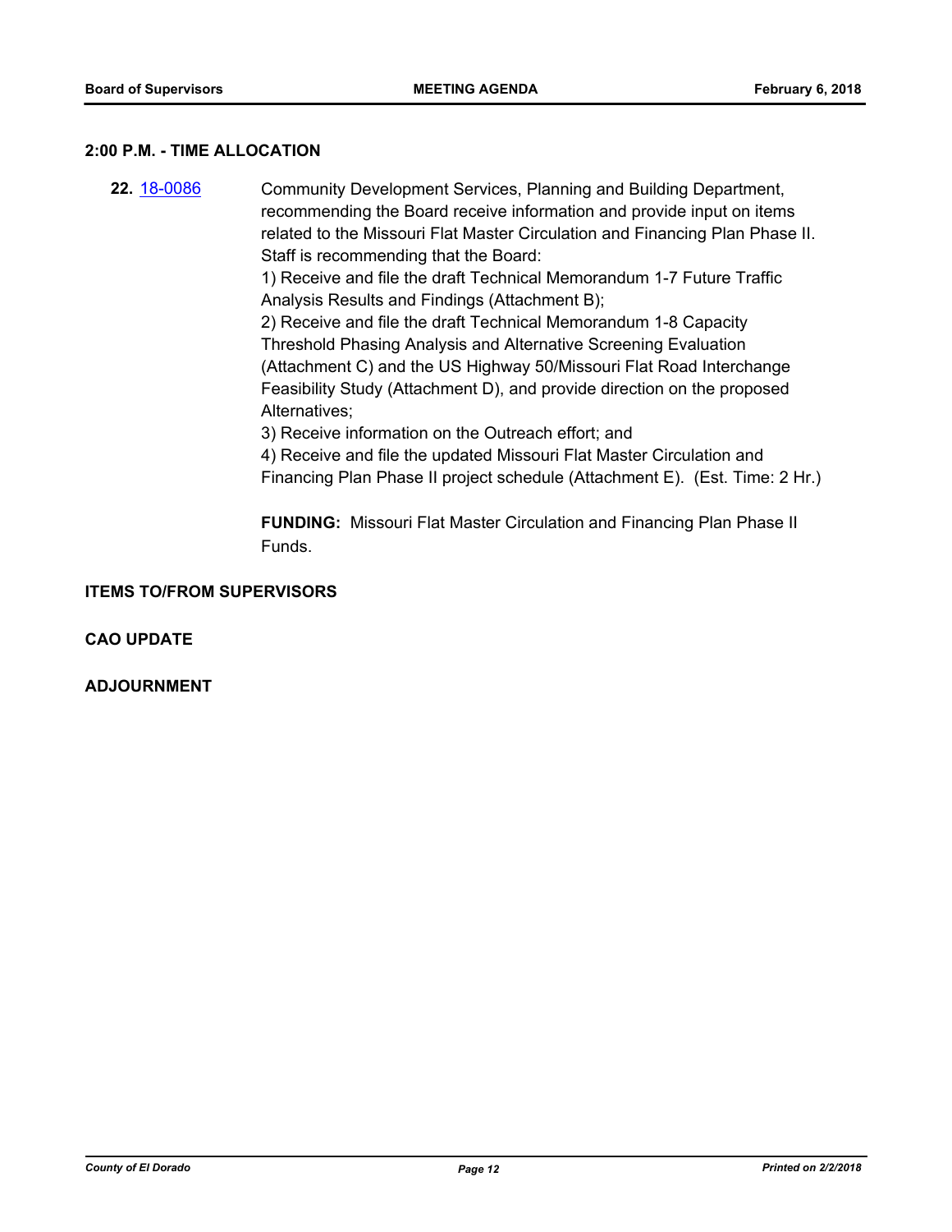## 2:00 P.M. - TIME ALLOCATION

**22.** [18-0086](18-0086) Community Development Services, Planning and Building Department, recommending the Board receive information and provide input on items related to the Missouri Flat Master Circulation and Financing Plan Phase II. Staff is recommending that the Board:

1) Receive and file the draft Technical Memorandum 1-7 Future Traffic Analysis Results and Findings (Attachment B);
2) Receive and file the draft Technical Memorandum 1-8 Capacity Threshold Phasing Analysis and Alternative Screening Evaluation (Attachment C) and the US Highway 50/Missouri Flat Road Interchange Feasibility Study (Attachment D), and provide direction on the proposed Alternatives;
3) Receive information on the Outreach effort; and
4) Receive and file the updated Missouri Flat Master Circulation and Financing Plan Phase II project schedule (Attachment E). (Est. Time: 2 Hr.)

**FUNDING:** Missouri Flat Master Circulation and Financing Plan Phase II Funds.

## ITEMS TO/FROM SUPERVISORS

## CAO UPDATE

## ADJOURNMENT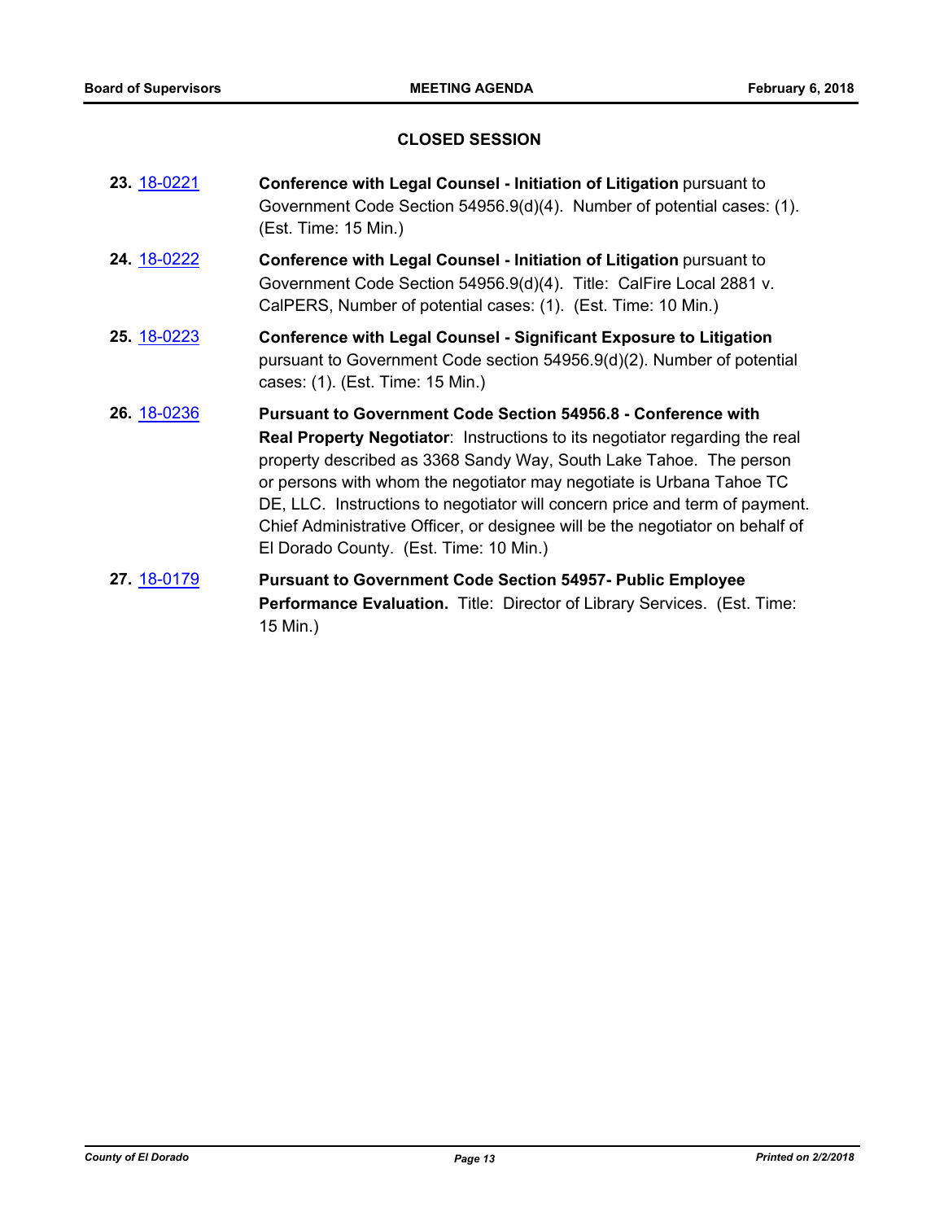## CLOSED SESSION

**23.** 18-0221 **Conference with Legal Counsel - Initiation of Litigation** pursuant to Government Code Section 54956.9(d)(4). Number of potential cases: (1). (Est. Time: 15 Min.)

**24.** 18-0222 **Conference with Legal Counsel - Initiation of Litigation** pursuant to Government Code Section 54956.9(d)(4). Title: CalFire Local 2881 v. CalPERS, Number of potential cases: (1). (Est. Time: 10 Min.)

**25.** 18-0223 **Conference with Legal Counsel - Significant Exposure to Litigation** pursuant to Government Code section 54956.9(d)(2). Number of potential cases: (1). (Est. Time: 15 Min.)

**26.** 18-0236 **Pursuant to Government Code Section 54956.8 - Conference with Real Property Negotiator**: Instructions to its negotiator regarding the real property described as 3368 Sandy Way, South Lake Tahoe. The person or persons with whom the negotiator may negotiate is Urbana Tahoe TC DE, LLC. Instructions to negotiator will concern price and term of payment. Chief Administrative Officer, or designee will be the negotiator on behalf of El Dorado County. (Est. Time: 10 Min.)

**27.** 18-0179 **Pursuant to Government Code Section 54957- Public Employee Performance Evaluation.** Title: Director of Library Services. (Est. Time: 15 Min.)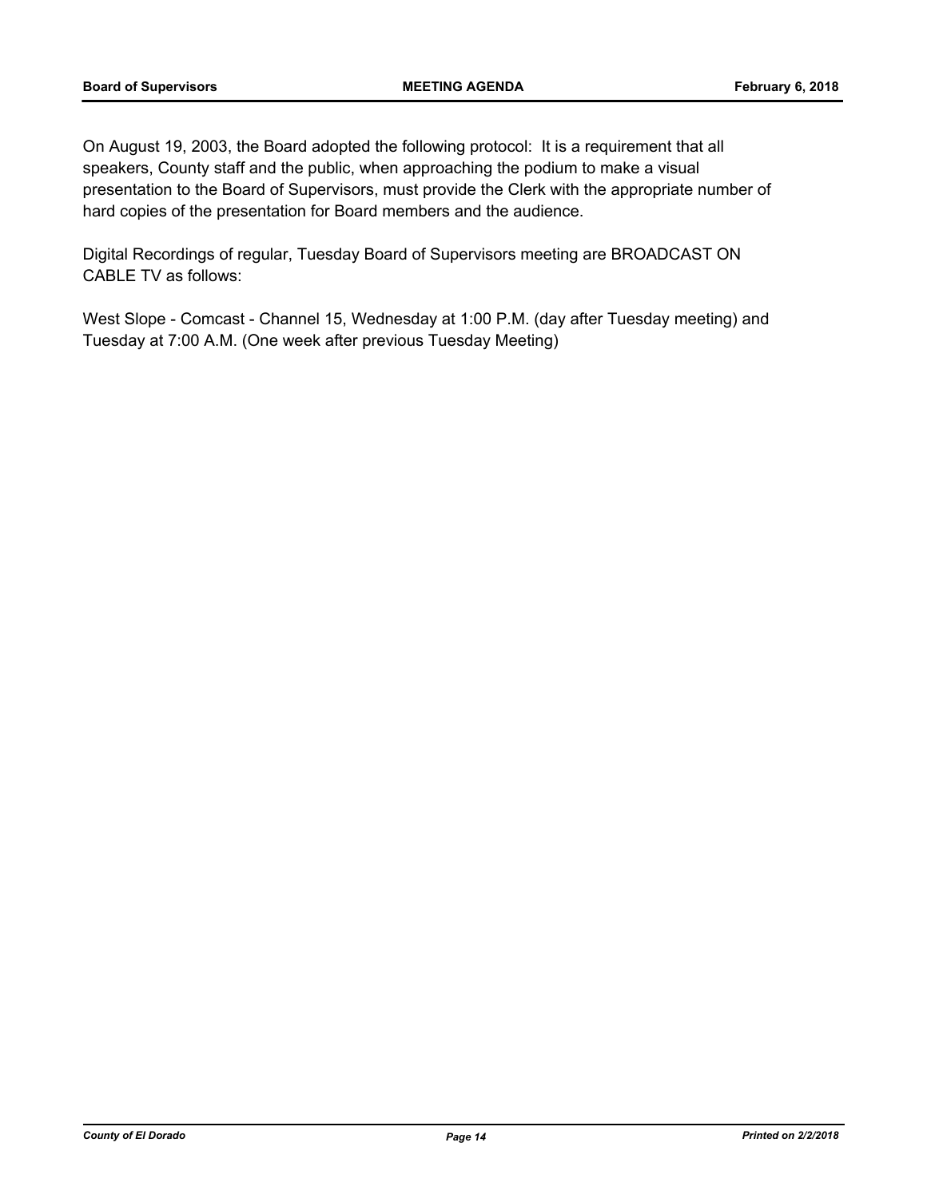On August 19, 2003, the Board adopted the following protocol: It is a requirement that all speakers, County staff and the public, when approaching the podium to make a visual presentation to the Board of Supervisors, must provide the Clerk with the appropriate number of hard copies of the presentation for Board members and the audience.

Digital Recordings of regular, Tuesday Board of Supervisors meeting are BROADCAST ON CABLE TV as follows:

West Slope - Comcast - Channel 15, Wednesday at 1:00 P.M. (day after Tuesday meeting) and Tuesday at 7:00 A.M. (One week after previous Tuesday Meeting)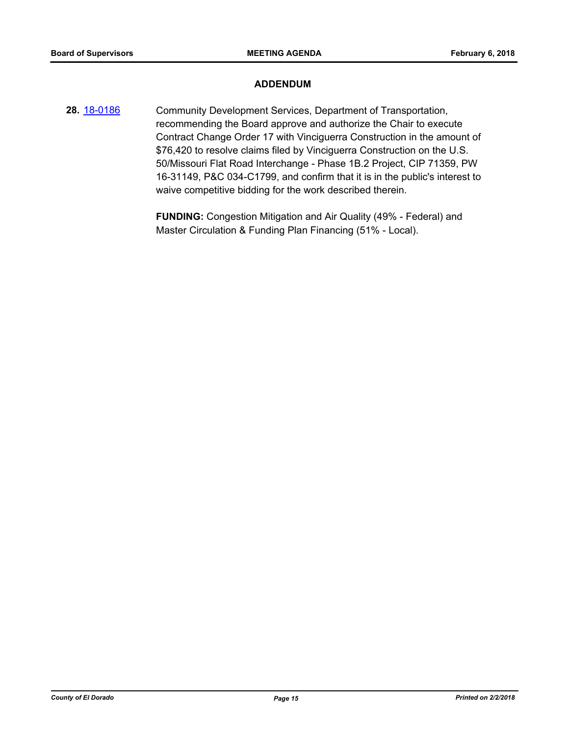## ADDENDUM

**28.** 18-0186 Community Development Services, Department of Transportation, recommending the Board approve and authorize the Chair to execute Contract Change Order 17 with Vinciguerra Construction in the amount of $76,420 to resolve claims filed by Vinciguerra Construction on the U.S. 50/Missouri Flat Road Interchange - Phase 1B.2 Project, CIP 71359, PW 16-31149, P&C 034-C1799, and confirm that it is in the public's interest to waive competitive bidding for the work described therein.

**FUNDING:** Congestion Mitigation and Air Quality (49% - Federal) and Master Circulation & Funding Plan Financing (51% - Local).